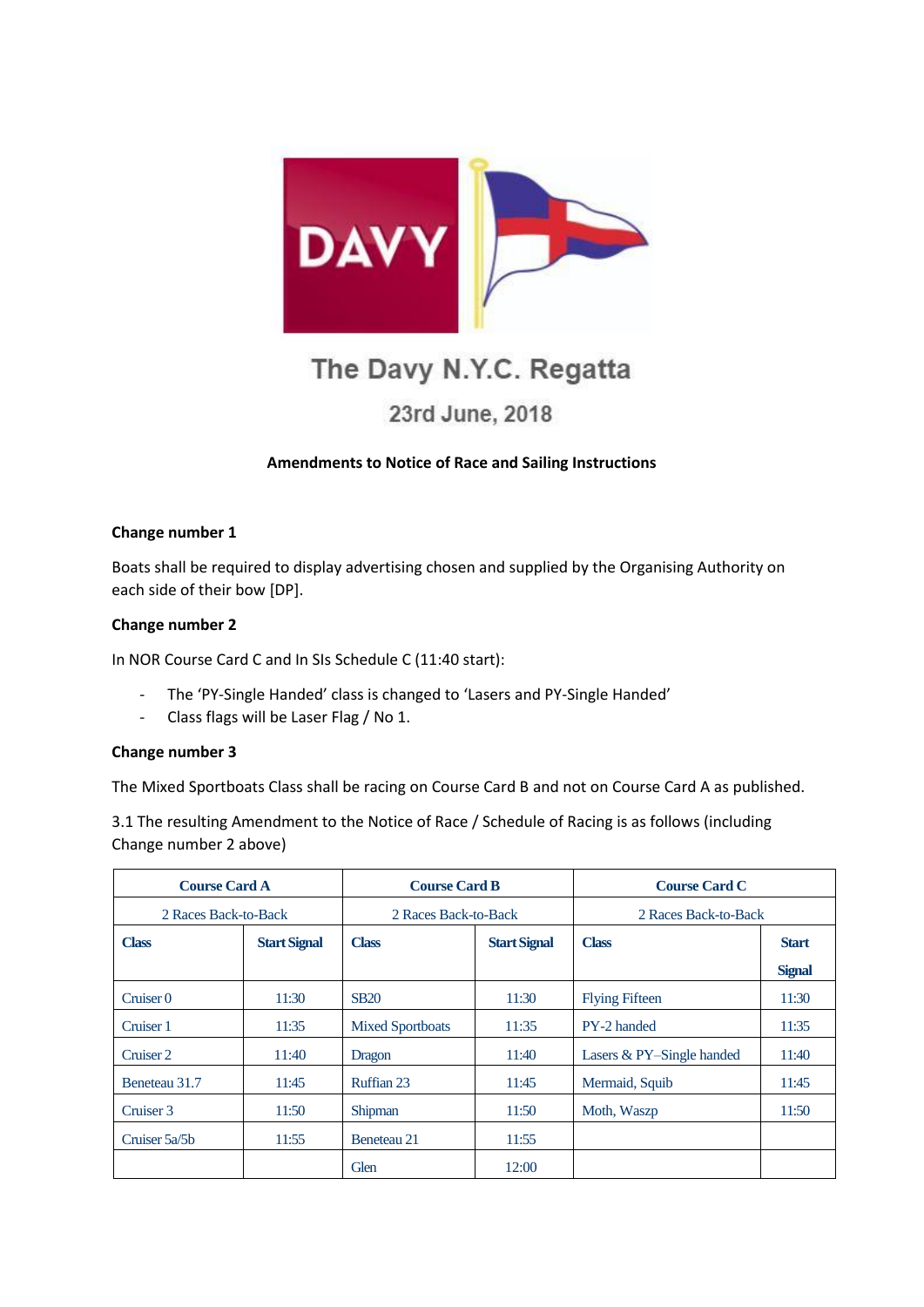DAVY

# The Davy N.Y.C. Regatta

## 23rd June, 2018

**Amendments to Notice of Race and Sailing Instructions**

**Change number 1**

Boats shall be required to display advertising chosen and supplied by the Organising Authority on each side of their bow [DP].

**Change number 2**

In NOR Course Card C and In SIs Schedule C (11:40 start):

- The 'PY-Single Handed' class is changed to 'Lasers and PY-Single Handed'
- Class flags will be Laser Flag / No 1.

**Change number 3**

The Mixed Sportboats Class shall be racing on Course Card B and not on Course Card A as published.

3.1 The resulting Amendment to the Notice of Race / Schedule of Racing is as follows (including Change number 2 above)

| Course Card A | | Course Card B | | Course Card C | |
|---|---|---|---|---|---|
| 2 Races Back-to-Back | | 2 Races Back-to-Back | | 2 Races Back-to-Back | |
| **Class** | **Start Signal** | **Class** | **Start Signal** | **Class** | **Start Signal** |
| Cruiser 0 | 11:30 | SB20 | 11:30 | Flying Fifteen | 11:30 |
| Cruiser 1 | 11:35 | Mixed Sportboats | 11:35 | PY-2 handed | 11:35 |
| Cruiser 2 | 11:40 | Dragon | 11:40 | Lasers & PY–Single handed | 11:40 |
| Beneteau 31.7 | 11:45 | Ruffian 23 | 11:45 | Mermaid, Squib | 11:45 |
| Cruiser 3 | 11:50 | Shipman | 11:50 | Moth, Waszp | 11:50 |
| Cruiser 5a/5b | 11:55 | Beneteau 21 | 11:55 | | |
| | | Glen | 12:00 | | |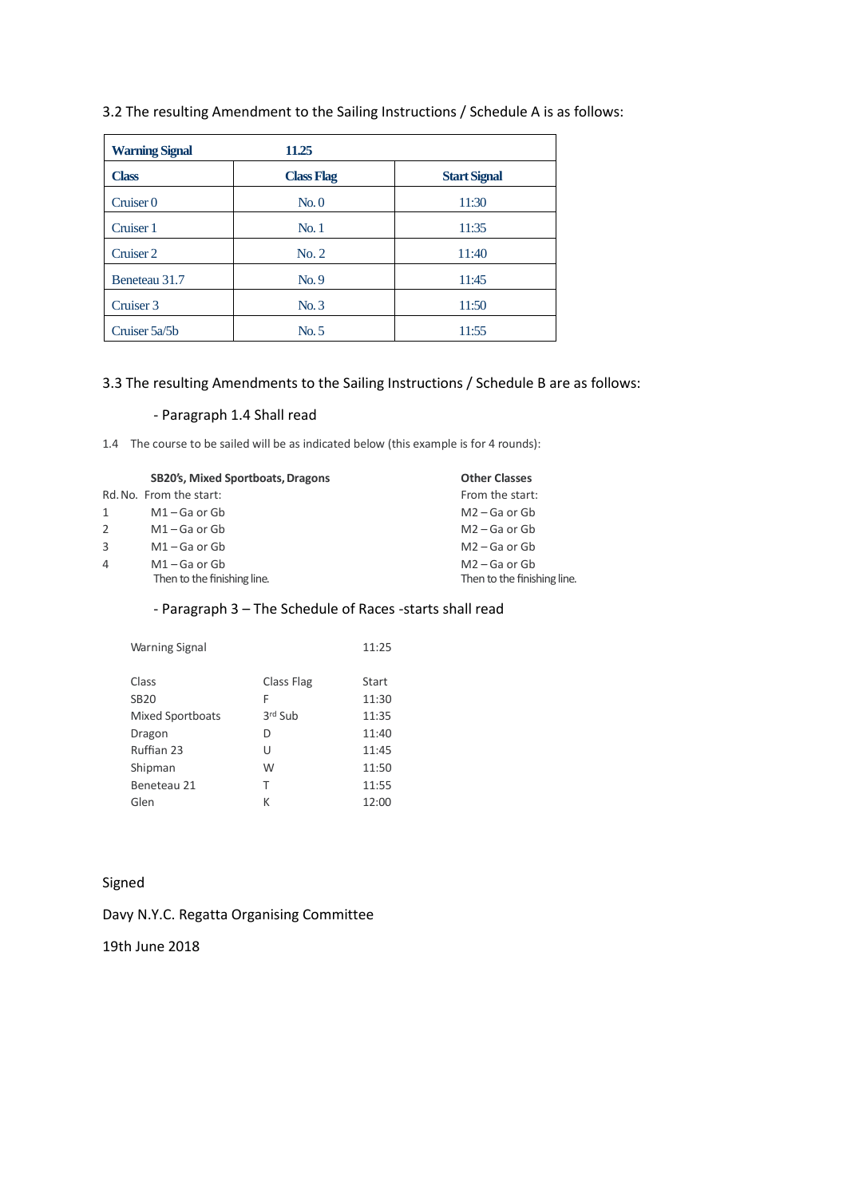3.2 The resulting Amendment to the Sailing Instructions / Schedule A is as follows:

| **Warning Signal** | **11.25** | |
|---|---|---|
| **Class** | **Class Flag** | **Start Signal** |
| Cruiser 0 | No. 0 | 11:30 |
| Cruiser 1 | No. 1 | 11:35 |
| Cruiser 2 | No. 2 | 11:40 |
| Beneteau 31.7 | No. 9 | 11:45 |
| Cruiser 3 | No. 3 | 11:50 |
| Cruiser 5a/5b | No. 5 | 11:55 |

3.3 The resulting Amendments to the Sailing Instructions / Schedule B are as follows:

- Paragraph 1.4 Shall read

1.4 The course to be sailed will be as indicated below (this example is for 4 rounds):

| Rd. No. | **SB20's, Mixed Sportboats, Dragons** | **Other Classes** |
|---|---|---|
| | From the start: | From the start: |
| 1 | M1 – Ga or Gb | M2 – Ga or Gb |
| 2 | M1 – Ga or Gb | M2 – Ga or Gb |
| 3 | M1 – Ga or Gb | M2 – Ga or Gb |
| 4 | M1 – Ga or Gb | M2 – Ga or Gb |
| | Then to the finishing line. | Then to the finishing line. |

- Paragraph 3 – The Schedule of Races -starts shall read

| Warning Signal | | 11:25 |
|---|---|---|
| Class | Class Flag | Start |
| SB20 | F | 11:30 |
| Mixed Sportboats | 3rd Sub | 11:35 |
| Dragon | D | 11:40 |
| Ruffian 23 | U | 11:45 |
| Shipman | W | 11:50 |
| Beneteau 21 | T | 11:55 |
| Glen | K | 12:00 |

Signed

Davy N.Y.C. Regatta Organising Committee

19th June 2018